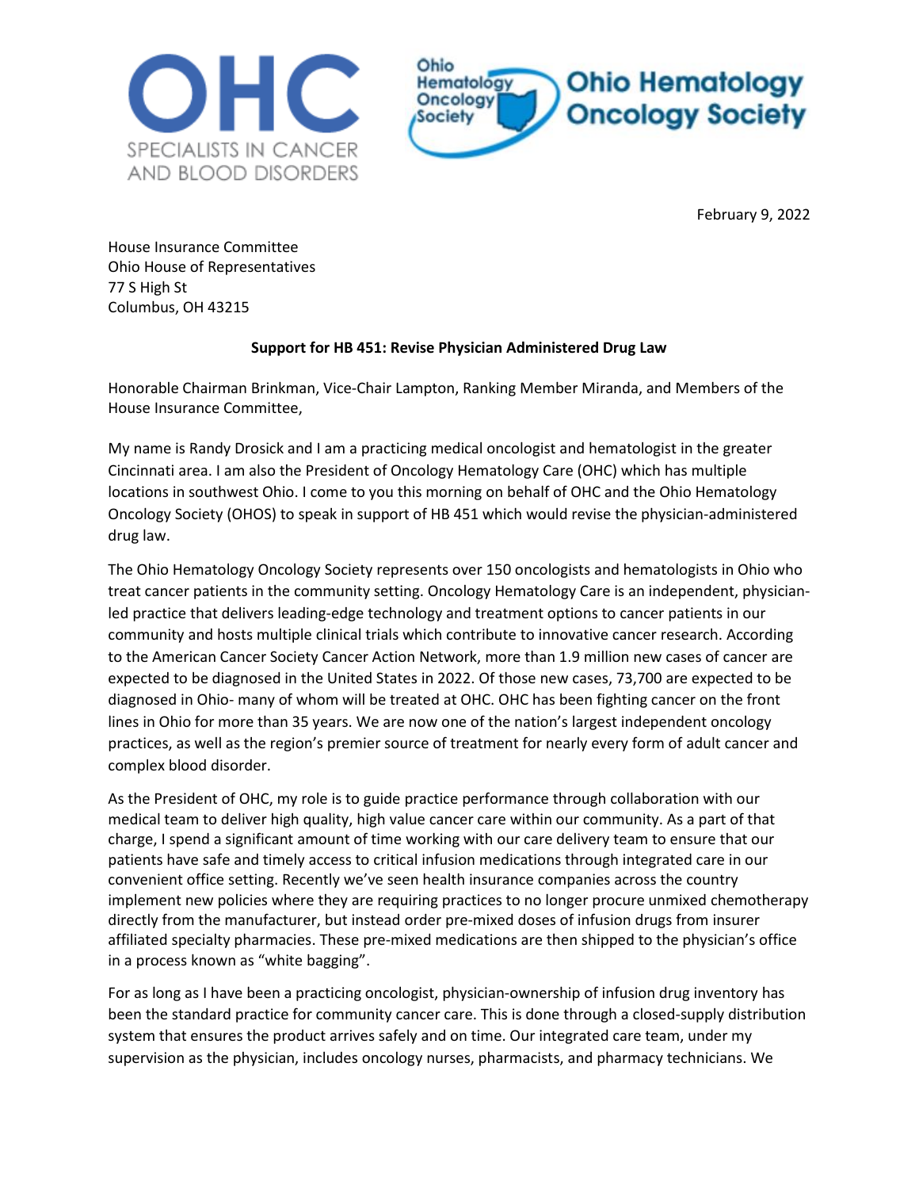OHC

SPECIALISTS IN CANCER AND BLOOD DISORDERS

Ohio Hematology Oncology Society

February 9, 2022

House Insurance Committee
Ohio House of Representatives
77 S High St
Columbus, OH 43215

**Support for HB 451: Revise Physician Administered Drug Law**

Honorable Chairman Brinkman, Vice-Chair Lampton, Ranking Member Miranda, and Members of the House Insurance Committee,

My name is Randy Drosick and I am a practicing medical oncologist and hematologist in the greater Cincinnati area. I am also the President of Oncology Hematology Care (OHC) which has multiple locations in southwest Ohio. I come to you this morning on behalf of OHC and the Ohio Hematology Oncology Society (OHOS) to speak in support of HB 451 which would revise the physician-administered drug law.

The Ohio Hematology Oncology Society represents over 150 oncologists and hematologists in Ohio who treat cancer patients in the community setting. Oncology Hematology Care is an independent, physician-led practice that delivers leading-edge technology and treatment options to cancer patients in our community and hosts multiple clinical trials which contribute to innovative cancer research. According to the American Cancer Society Cancer Action Network, more than 1.9 million new cases of cancer are expected to be diagnosed in the United States in 2022. Of those new cases, 73,700 are expected to be diagnosed in Ohio- many of whom will be treated at OHC. OHC has been fighting cancer on the front lines in Ohio for more than 35 years. We are now one of the nation's largest independent oncology practices, as well as the region's premier source of treatment for nearly every form of adult cancer and complex blood disorder.

As the President of OHC, my role is to guide practice performance through collaboration with our medical team to deliver high quality, high value cancer care within our community. As a part of that charge, I spend a significant amount of time working with our care delivery team to ensure that our patients have safe and timely access to critical infusion medications through integrated care in our convenient office setting. Recently we've seen health insurance companies across the country implement new policies where they are requiring practices to no longer procure unmixed chemotherapy directly from the manufacturer, but instead order pre-mixed doses of infusion drugs from insurer affiliated specialty pharmacies. These pre-mixed medications are then shipped to the physician's office in a process known as "white bagging".

For as long as I have been a practicing oncologist, physician-ownership of infusion drug inventory has been the standard practice for community cancer care. This is done through a closed-supply distribution system that ensures the product arrives safely and on time. Our integrated care team, under my supervision as the physician, includes oncology nurses, pharmacists, and pharmacy technicians. We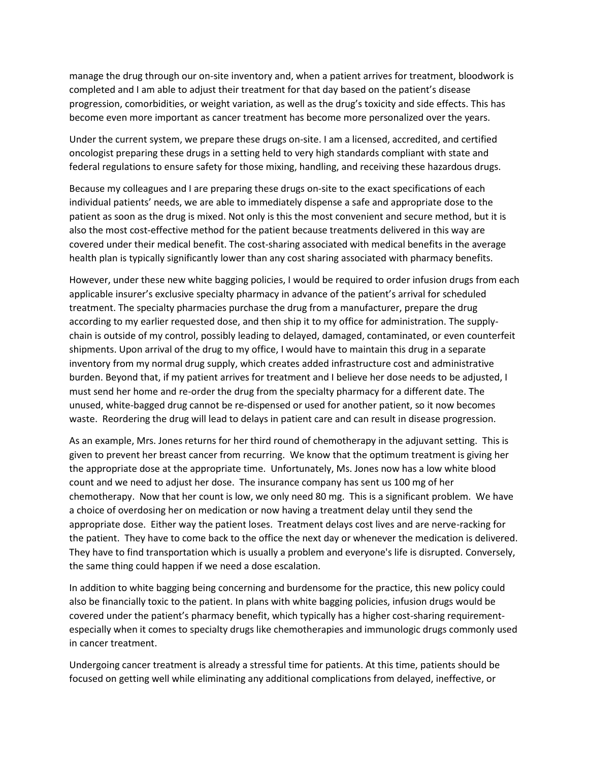manage the drug through our on-site inventory and, when a patient arrives for treatment, bloodwork is completed and I am able to adjust their treatment for that day based on the patient's disease progression, comorbidities, or weight variation, as well as the drug's toxicity and side effects. This has become even more important as cancer treatment has become more personalized over the years.

Under the current system, we prepare these drugs on-site. I am a licensed, accredited, and certified oncologist preparing these drugs in a setting held to very high standards compliant with state and federal regulations to ensure safety for those mixing, handling, and receiving these hazardous drugs.

Because my colleagues and I are preparing these drugs on-site to the exact specifications of each individual patients' needs, we are able to immediately dispense a safe and appropriate dose to the patient as soon as the drug is mixed. Not only is this the most convenient and secure method, but it is also the most cost-effective method for the patient because treatments delivered in this way are covered under their medical benefit. The cost-sharing associated with medical benefits in the average health plan is typically significantly lower than any cost sharing associated with pharmacy benefits.

However, under these new white bagging policies, I would be required to order infusion drugs from each applicable insurer's exclusive specialty pharmacy in advance of the patient's arrival for scheduled treatment. The specialty pharmacies purchase the drug from a manufacturer, prepare the drug according to my earlier requested dose, and then ship it to my office for administration. The supply-chain is outside of my control, possibly leading to delayed, damaged, contaminated, or even counterfeit shipments. Upon arrival of the drug to my office, I would have to maintain this drug in a separate inventory from my normal drug supply, which creates added infrastructure cost and administrative burden. Beyond that, if my patient arrives for treatment and I believe her dose needs to be adjusted, I must send her home and re-order the drug from the specialty pharmacy for a different date. The unused, white-bagged drug cannot be re-dispensed or used for another patient, so it now becomes waste. Reordering the drug will lead to delays in patient care and can result in disease progression.

As an example, Mrs. Jones returns for her third round of chemotherapy in the adjuvant setting. This is given to prevent her breast cancer from recurring. We know that the optimum treatment is giving her the appropriate dose at the appropriate time. Unfortunately, Ms. Jones now has a low white blood count and we need to adjust her dose. The insurance company has sent us 100 mg of her chemotherapy. Now that her count is low, we only need 80 mg. This is a significant problem. We have a choice of overdosing her on medication or now having a treatment delay until they send the appropriate dose. Either way the patient loses. Treatment delays cost lives and are nerve-racking for the patient. They have to come back to the office the next day or whenever the medication is delivered. They have to find transportation which is usually a problem and everyone's life is disrupted. Conversely, the same thing could happen if we need a dose escalation.

In addition to white bagging being concerning and burdensome for the practice, this new policy could also be financially toxic to the patient. In plans with white bagging policies, infusion drugs would be covered under the patient's pharmacy benefit, which typically has a higher cost-sharing requirement-especially when it comes to specialty drugs like chemotherapies and immunologic drugs commonly used in cancer treatment.

Undergoing cancer treatment is already a stressful time for patients. At this time, patients should be focused on getting well while eliminating any additional complications from delayed, ineffective, or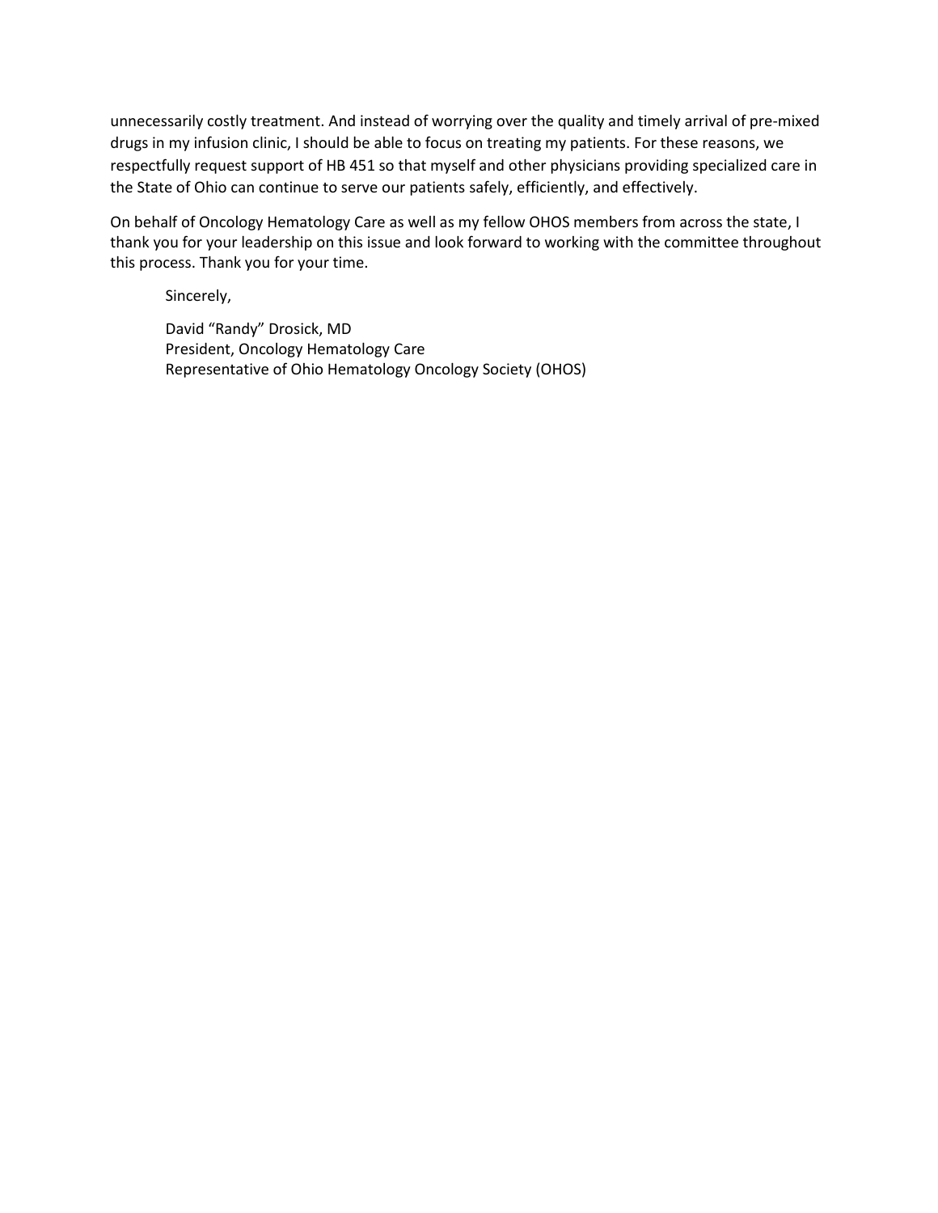unnecessarily costly treatment. And instead of worrying over the quality and timely arrival of pre-mixed drugs in my infusion clinic, I should be able to focus on treating my patients. For these reasons, we respectfully request support of HB 451 so that myself and other physicians providing specialized care in the State of Ohio can continue to serve our patients safely, efficiently, and effectively.

On behalf of Oncology Hematology Care as well as my fellow OHOS members from across the state, I thank you for your leadership on this issue and look forward to working with the committee throughout this process. Thank you for your time.

Sincerely,

David "Randy" Drosick, MD
President, Oncology Hematology Care
Representative of Ohio Hematology Oncology Society (OHOS)